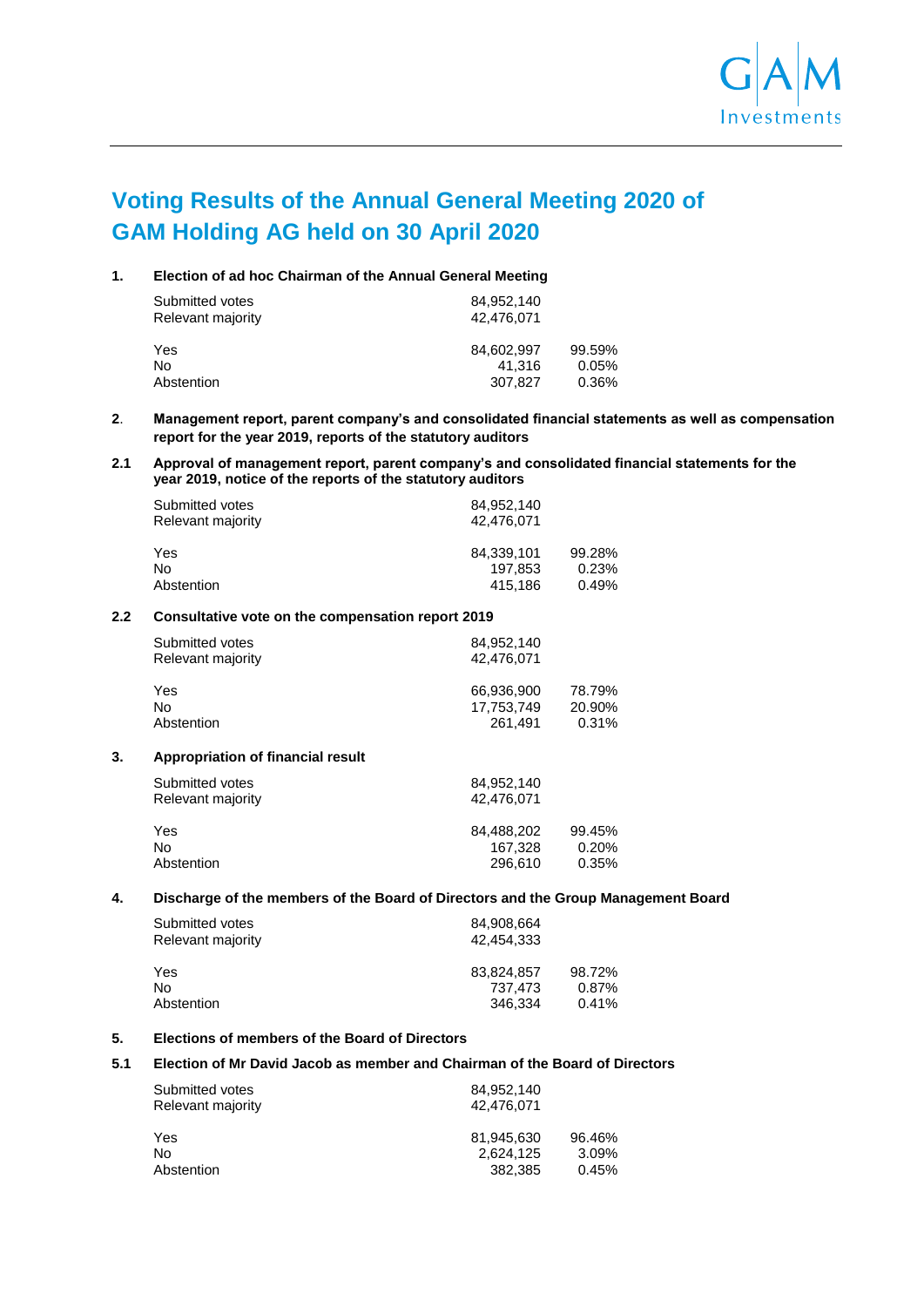# Voting Results of the Annual General Meeting 2020 of GAM Holding AG held on 30 April 2020

## 1. Election of ad hoc Chairman of the Annual General Meeting

| | | |
|---|---|---|
| Submitted votes | 84,952,140 | |
| Relevant majority | 42,476,071 | |
| Yes | 84,602,997 | 99.59% |
| No | 41,316 | 0.05% |
| Abstention | 307,827 | 0.36% |

## 2. Management report, parent company's and consolidated financial statements as well as compensation report for the year 2019, reports of the statutory auditors

### 2.1 Approval of management report, parent company's and consolidated financial statements for the year 2019, notice of the reports of the statutory auditors

| | | |
|---|---|---|
| Submitted votes | 84,952,140 | |
| Relevant majority | 42,476,071 | |
| Yes | 84,339,101 | 99.28% |
| No | 197,853 | 0.23% |
| Abstention | 415,186 | 0.49% |

### 2.2 Consultative vote on the compensation report 2019

| | | |
|---|---|---|
| Submitted votes | 84,952,140 | |
| Relevant majority | 42,476,071 | |
| Yes | 66,936,900 | 78.79% |
| No | 17,753,749 | 20.90% |
| Abstention | 261,491 | 0.31% |

## 3. Appropriation of financial result

| | | |
|---|---|---|
| Submitted votes | 84,952,140 | |
| Relevant majority | 42,476,071 | |
| Yes | 84,488,202 | 99.45% |
| No | 167,328 | 0.20% |
| Abstention | 296,610 | 0.35% |

## 4. Discharge of the members of the Board of Directors and the Group Management Board

| | | |
|---|---|---|
| Submitted votes | 84,908,664 | |
| Relevant majority | 42,454,333 | |
| Yes | 83,824,857 | 98.72% |
| No | 737,473 | 0.87% |
| Abstention | 346,334 | 0.41% |

## 5. Elections of members of the Board of Directors

### 5.1 Election of Mr David Jacob as member and Chairman of the Board of Directors

| | | |
|---|---|---|
| Submitted votes | 84,952,140 | |
| Relevant majority | 42,476,071 | |
| Yes | 81,945,630 | 96.46% |
| No | 2,624,125 | 3.09% |
| Abstention | 382,385 | 0.45% |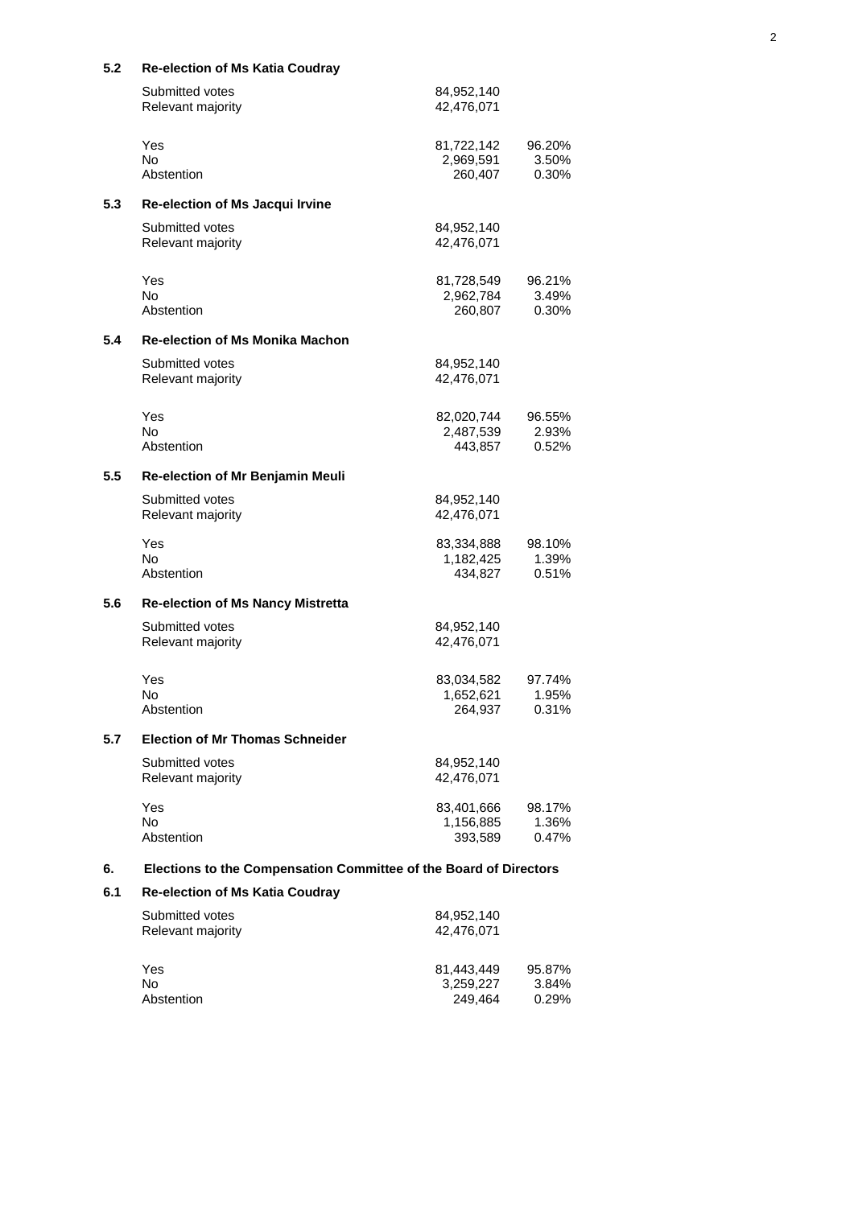### 5.2 Re-election of Ms Katia Coudray

| | | |
|---|---|---|
| Submitted votes | 84,952,140 | |
| Relevant majority | 42,476,071 | |
| Yes | 81,722,142 | 96.20% |
| No | 2,969,591 | 3.50% |
| Abstention | 260,407 | 0.30% |

### 5.3 Re-election of Ms Jacqui Irvine

| | | |
|---|---|---|
| Submitted votes | 84,952,140 | |
| Relevant majority | 42,476,071 | |
| Yes | 81,728,549 | 96.21% |
| No | 2,962,784 | 3.49% |
| Abstention | 260,807 | 0.30% |

### 5.4 Re-election of Ms Monika Machon

| | | |
|---|---|---|
| Submitted votes | 84,952,140 | |
| Relevant majority | 42,476,071 | |
| Yes | 82,020,744 | 96.55% |
| No | 2,487,539 | 2.93% |
| Abstention | 443,857 | 0.52% |

### 5.5 Re-election of Mr Benjamin Meuli

| | | |
|---|---|---|
| Submitted votes | 84,952,140 | |
| Relevant majority | 42,476,071 | |
| Yes | 83,334,888 | 98.10% |
| No | 1,182,425 | 1.39% |
| Abstention | 434,827 | 0.51% |

### 5.6 Re-election of Ms Nancy Mistretta

| | | |
|---|---|---|
| Submitted votes | 84,952,140 | |
| Relevant majority | 42,476,071 | |
| Yes | 83,034,582 | 97.74% |
| No | 1,652,621 | 1.95% |
| Abstention | 264,937 | 0.31% |

### 5.7 Election of Mr Thomas Schneider

| | | |
|---|---|---|
| Submitted votes | 84,952,140 | |
| Relevant majority | 42,476,071 | |
| Yes | 83,401,666 | 98.17% |
| No | 1,156,885 | 1.36% |
| Abstention | 393,589 | 0.47% |

## 6. Elections to the Compensation Committee of the Board of Directors

### 6.1 Re-election of Ms Katia Coudray

| | | |
|---|---|---|
| Submitted votes | 84,952,140 | |
| Relevant majority | 42,476,071 | |
| Yes | 81,443,449 | 95.87% |
| No | 3,259,227 | 3.84% |
| Abstention | 249,464 | 0.29% |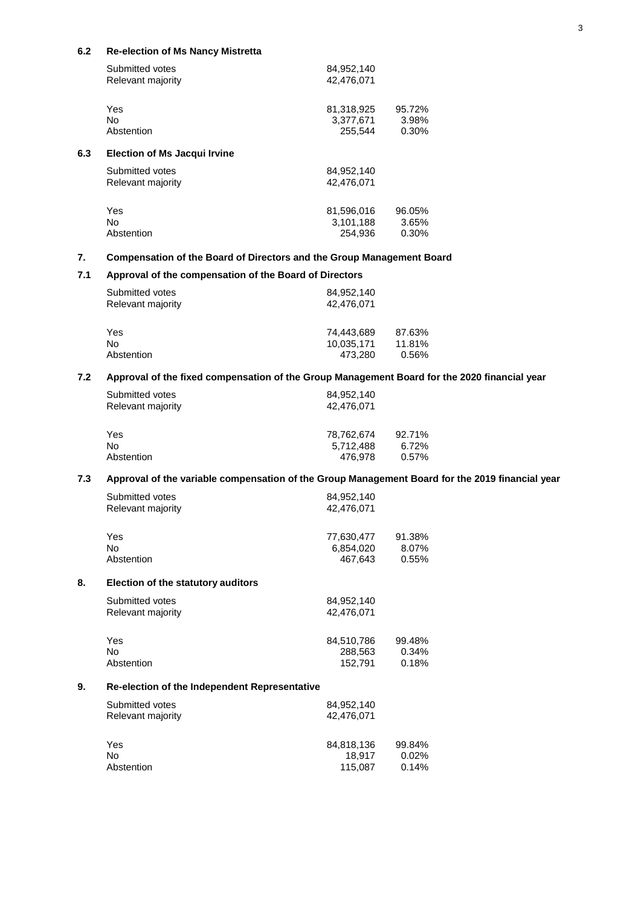### 6.2 Re-election of Ms Nancy Mistretta

| | | |
|---|---|---|
| Submitted votes | 84,952,140 | |
| Relevant majority | 42,476,071 | |
| Yes | 81,318,925 | 95.72% |
| No | 3,377,671 | 3.98% |
| Abstention | 255,544 | 0.30% |

### 6.3 Election of Ms Jacqui Irvine

| | | |
|---|---|---|
| Submitted votes | 84,952,140 | |
| Relevant majority | 42,476,071 | |
| Yes | 81,596,016 | 96.05% |
| No | 3,101,188 | 3.65% |
| Abstention | 254,936 | 0.30% |

## 7. Compensation of the Board of Directors and the Group Management Board

### 7.1 Approval of the compensation of the Board of Directors

| | | |
|---|---|---|
| Submitted votes | 84,952,140 | |
| Relevant majority | 42,476,071 | |
| Yes | 74,443,689 | 87.63% |
| No | 10,035,171 | 11.81% |
| Abstention | 473,280 | 0.56% |

### 7.2 Approval of the fixed compensation of the Group Management Board for the 2020 financial year

| | | |
|---|---|---|
| Submitted votes | 84,952,140 | |
| Relevant majority | 42,476,071 | |
| Yes | 78,762,674 | 92.71% |
| No | 5,712,488 | 6.72% |
| Abstention | 476,978 | 0.57% |

### 7.3 Approval of the variable compensation of the Group Management Board for the 2019 financial year

| | | |
|---|---|---|
| Submitted votes | 84,952,140 | |
| Relevant majority | 42,476,071 | |
| Yes | 77,630,477 | 91.38% |
| No | 6,854,020 | 8.07% |
| Abstention | 467,643 | 0.55% |

## 8. Election of the statutory auditors

| | | |
|---|---|---|
| Submitted votes | 84,952,140 | |
| Relevant majority | 42,476,071 | |
| Yes | 84,510,786 | 99.48% |
| No | 288,563 | 0.34% |
| Abstention | 152,791 | 0.18% |

## 9. Re-election of the Independent Representative

| | | |
|---|---|---|
| Submitted votes | 84,952,140 | |
| Relevant majority | 42,476,071 | |
| Yes | 84,818,136 | 99.84% |
| No | 18,917 | 0.02% |
| Abstention | 115,087 | 0.14% |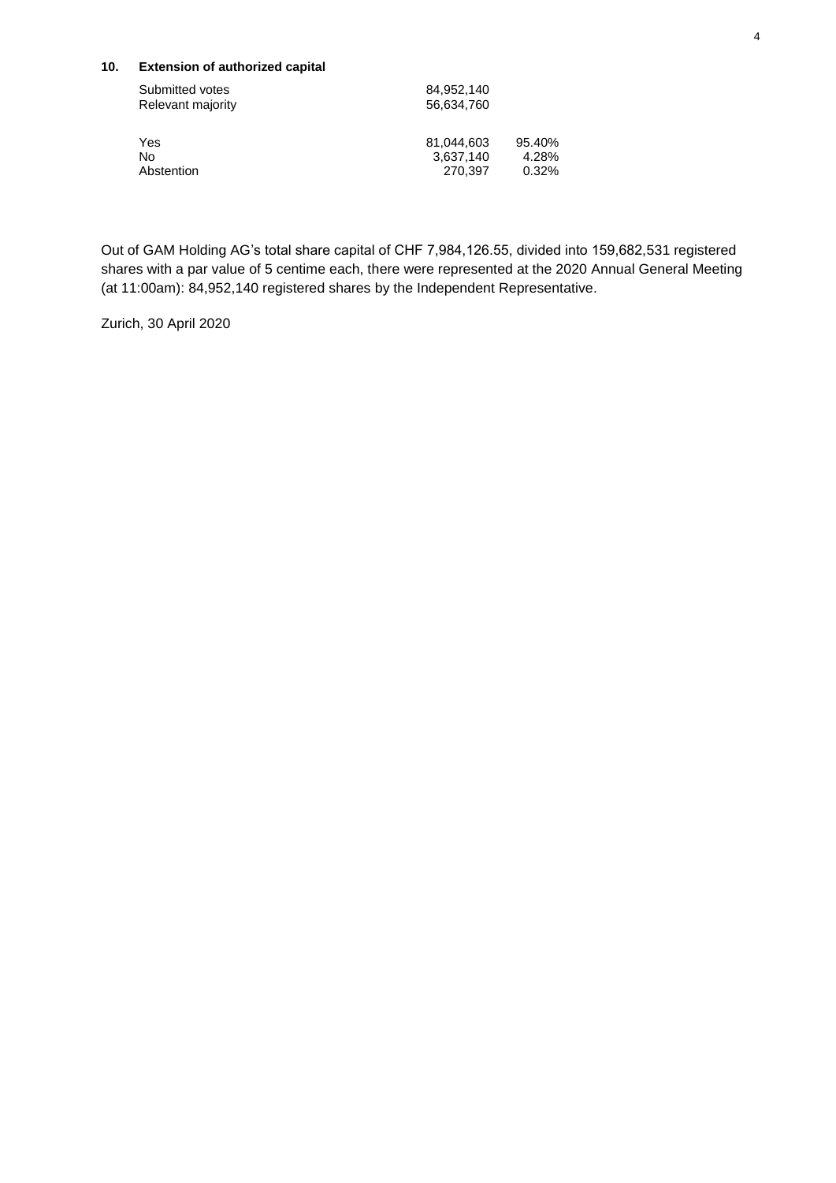## 10. Extension of authorized capital

| | | |
|---|---|---|
| Submitted votes | 84,952,140 | |
| Relevant majority | 56,634,760 | |
| Yes | 81,044,603 | 95.40% |
| No | 3,637,140 | 4.28% |
| Abstention | 270,397 | 0.32% |

Out of GAM Holding AG's total share capital of CHF 7,984,126.55, divided into 159,682,531 registered shares with a par value of 5 centime each, there were represented at the 2020 Annual General Meeting (at 11:00am): 84,952,140 registered shares by the Independent Representative.

Zurich, 30 April 2020